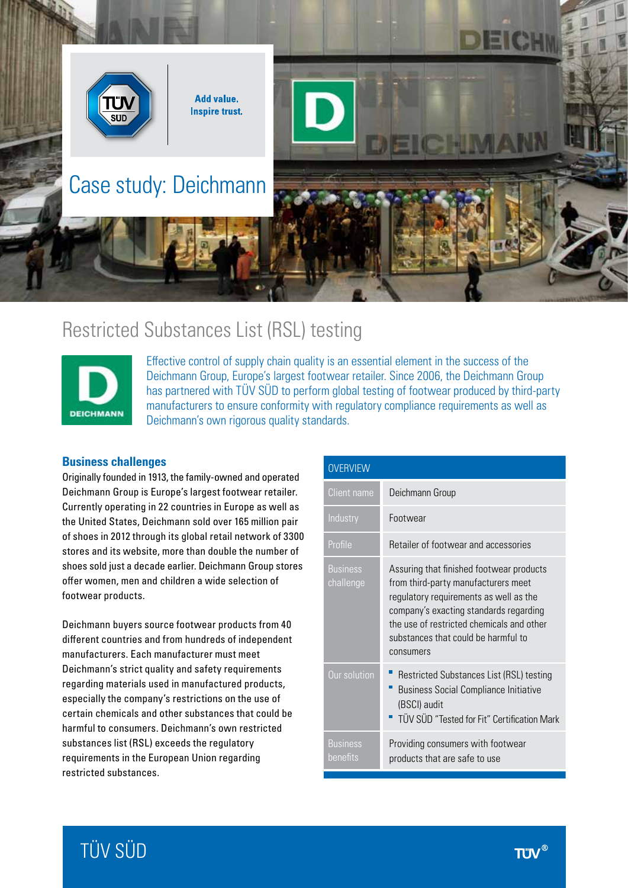Add value. Inspire trust.

# Case study: Deichmann

## Restricted Substances List (RSL) testing

Effective control of supply chain quality is an essential element in the success of the Deichmann Group, Europe's largest footwear retailer. Since 2006, the Deichmann Group has partnered with TÜV SÜD to perform global testing of footwear produced by third-party manufacturers to ensure conformity with regulatory compliance requirements as well as Deichmann's own rigorous quality standards.

### Business challenges

Originally founded in 1913, the family-owned and operated Deichmann Group is Europe's largest footwear retailer. Currently operating in 22 countries in Europe as well as the United States, Deichmann sold over 165 million pair of shoes in 2012 through its global retail network of 3300 stores and its website, more than double the number of shoes sold just a decade earlier. Deichmann Group stores offer women, men and children a wide selection of footwear products.

Deichmann buyers source footwear products from 40 different countries and from hundreds of independent manufacturers. Each manufacturer must meet Deichmann's strict quality and safety requirements regarding materials used in manufactured products, especially the company's restrictions on the use of certain chemicals and other substances that could be harmful to consumers. Deichmann's own restricted substances list (RSL) exceeds the regulatory requirements in the European Union regarding restricted substances.

| OVERVIEW | |
|---|---|
| Client name | Deichmann Group |
| Industry | Footwear |
| Profile | Retailer of footwear and accessories |
| Business challenge | Assuring that finished footwear products from third-party manufacturers meet regulatory requirements as well as the company's exacting standards regarding the use of restricted chemicals and other substances that could be harmful to consumers |
| Our solution | ▪ Restricted Substances List (RSL) testing<br>▪ Business Social Compliance Initiative (BSCI) audit<br>▪ TÜV SÜD "Tested for Fit" Certification Mark |
| Business benefits | Providing consumers with footwear products that are safe to use |

TÜV SÜD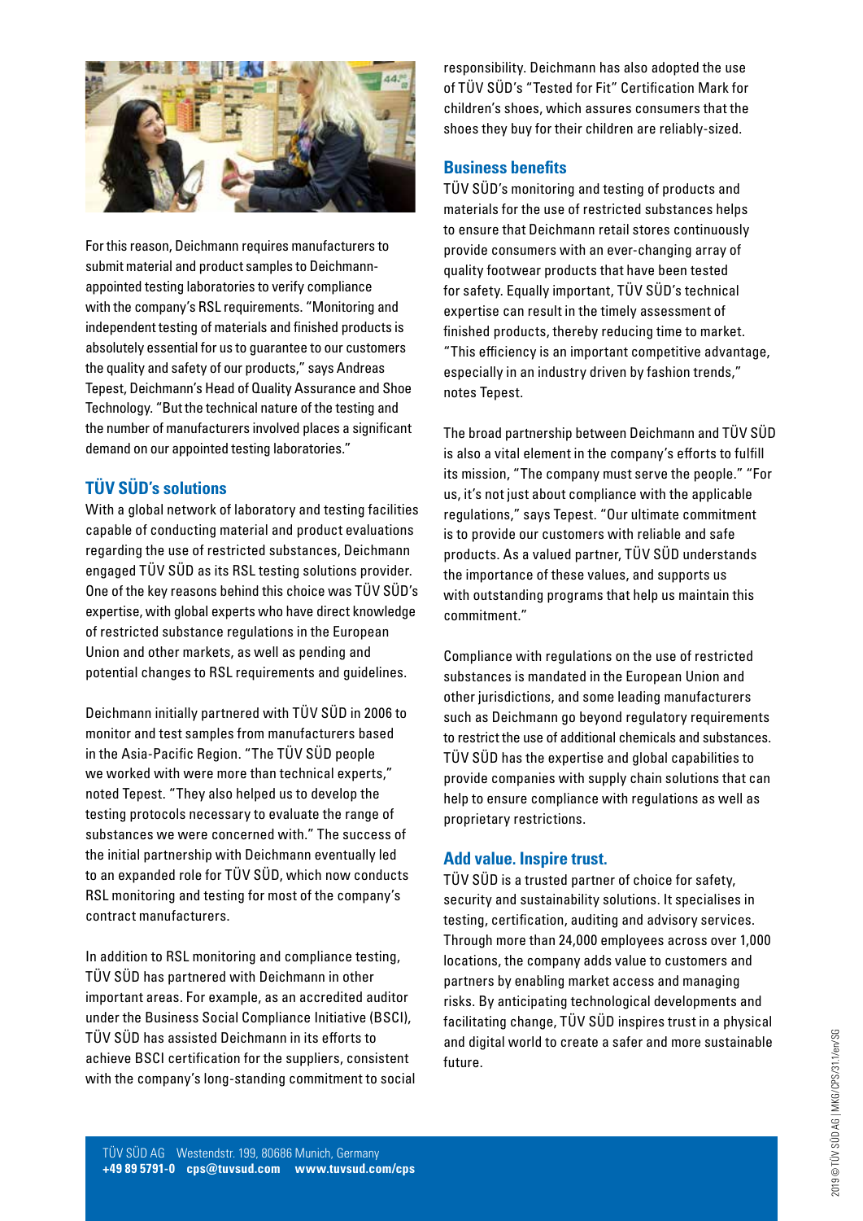For this reason, Deichmann requires manufacturers to submit material and product samples to Deichmann-appointed testing laboratories to verify compliance with the company's RSL requirements. "Monitoring and independent testing of materials and finished products is absolutely essential for us to guarantee to our customers the quality and safety of our products," says Andreas Tepest, Deichmann's Head of Quality Assurance and Shoe Technology. "But the technical nature of the testing and the number of manufacturers involved places a significant demand on our appointed testing laboratories."

## TÜV SÜD's solutions

With a global network of laboratory and testing facilities capable of conducting material and product evaluations regarding the use of restricted substances, Deichmann engaged TÜV SÜD as its RSL testing solutions provider. One of the key reasons behind this choice was TÜV SÜD's expertise, with global experts who have direct knowledge of restricted substance regulations in the European Union and other markets, as well as pending and potential changes to RSL requirements and guidelines.

Deichmann initially partnered with TÜV SÜD in 2006 to monitor and test samples from manufacturers based in the Asia-Pacific Region. "The TÜV SÜD people we worked with were more than technical experts," noted Tepest. "They also helped us to develop the testing protocols necessary to evaluate the range of substances we were concerned with." The success of the initial partnership with Deichmann eventually led to an expanded role for TÜV SÜD, which now conducts RSL monitoring and testing for most of the company's contract manufacturers.

In addition to RSL monitoring and compliance testing, TÜV SÜD has partnered with Deichmann in other important areas. For example, as an accredited auditor under the Business Social Compliance Initiative (BSCI), TÜV SÜD has assisted Deichmann in its efforts to achieve BSCI certification for the suppliers, consistent with the company's long-standing commitment to social responsibility. Deichmann has also adopted the use of TÜV SÜD's "Tested for Fit" Certification Mark for children's shoes, which assures consumers that the shoes they buy for their children are reliably-sized.

## Business benefits

TÜV SÜD's monitoring and testing of products and materials for the use of restricted substances helps to ensure that Deichmann retail stores continuously provide consumers with an ever-changing array of quality footwear products that have been tested for safety. Equally important, TÜV SÜD's technical expertise can result in the timely assessment of finished products, thereby reducing time to market. "This efficiency is an important competitive advantage, especially in an industry driven by fashion trends," notes Tepest.

The broad partnership between Deichmann and TÜV SÜD is also a vital element in the company's efforts to fulfill its mission, "The company must serve the people." "For us, it's not just about compliance with the applicable regulations," says Tepest. "Our ultimate commitment is to provide our customers with reliable and safe products. As a valued partner, TÜV SÜD understands the importance of these values, and supports us with outstanding programs that help us maintain this commitment."

Compliance with regulations on the use of restricted substances is mandated in the European Union and other jurisdictions, and some leading manufacturers such as Deichmann go beyond regulatory requirements to restrict the use of additional chemicals and substances. TÜV SÜD has the expertise and global capabilities to provide companies with supply chain solutions that can help to ensure compliance with regulations as well as proprietary restrictions.

## Add value. Inspire trust.

TÜV SÜD is a trusted partner of choice for safety, security and sustainability solutions. It specialises in testing, certification, auditing and advisory services. Through more than 24,000 employees across over 1,000 locations, the company adds value to customers and partners by enabling market access and managing risks. By anticipating technological developments and facilitating change, TÜV SÜD inspires trust in a physical and digital world to create a safer and more sustainable future.

TÜV SÜD AG Westendstr. 199, 80686 Munich, Germany
**+49 89 5791-0 cps@tuvsud.com www.tuvsud.com/cps**

2019 © TÜV SÜD AG | MKG/CPS/31.1/en/SG